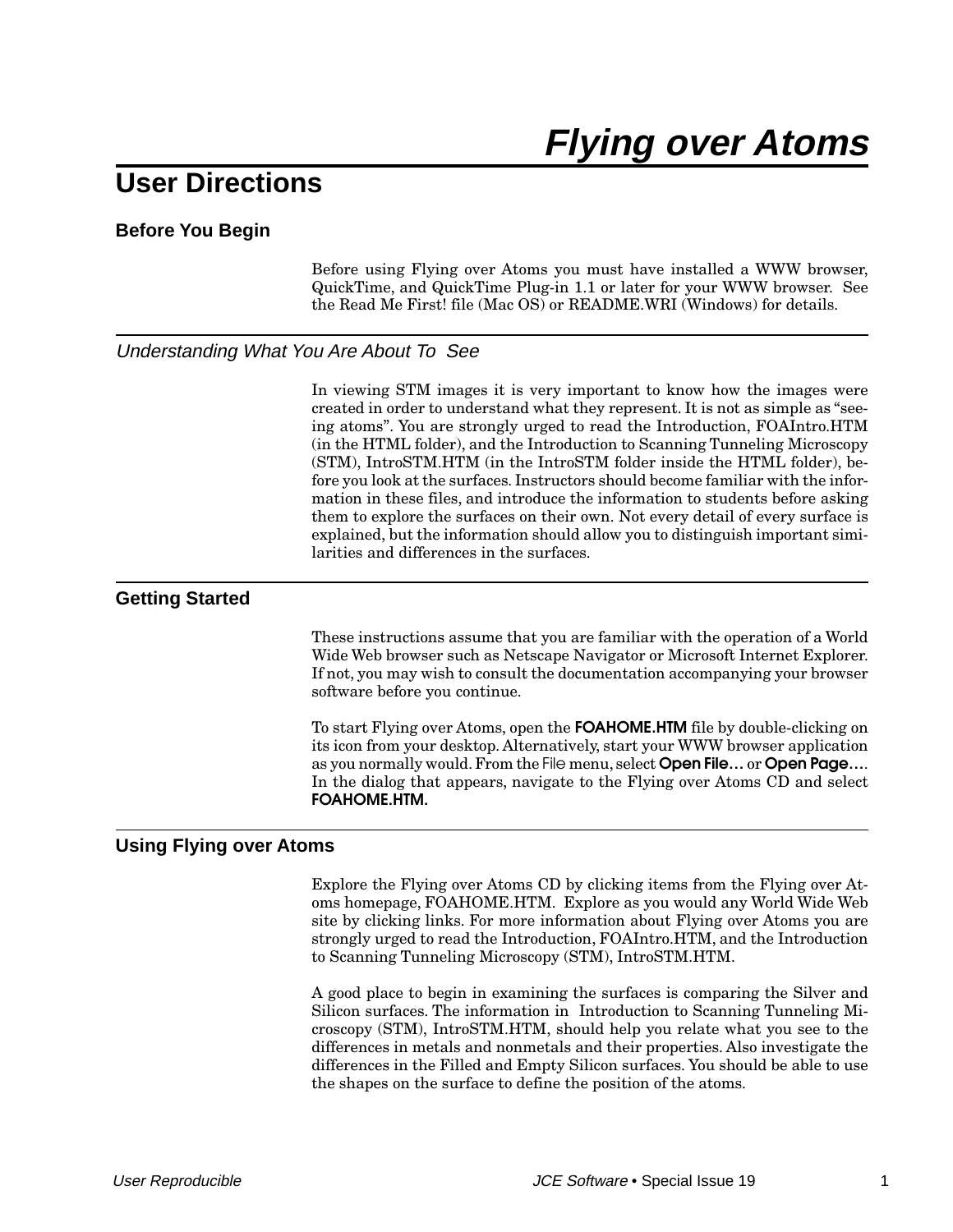# Flying over Atoms

## User Directions

### Before You Begin

Before using Flying over Atoms you must have installed a WWW browser, QuickTime, and QuickTime Plug-in 1.1 or later for your WWW browser. See the Read Me First! file (Mac OS) or README.WRI (Windows) for details.

### *Understanding What You Are About To See*

In viewing STM images it is very important to know how the images were created in order to understand what they represent. It is not as simple as "seeing atoms". You are strongly urged to read the Introduction, FOAIntro.HTM (in the HTML folder), and the Introduction to Scanning Tunneling Microscopy (STM), IntroSTM.HTM (in the IntroSTM folder inside the HTML folder), before you look at the surfaces. Instructors should become familiar with the information in these files, and introduce the information to students before asking them to explore the surfaces on their own. Not every detail of every surface is explained, but the information should allow you to distinguish important similarities and differences in the surfaces.

### Getting Started

These instructions assume that you are familiar with the operation of a World Wide Web browser such as Netscape Navigator or Microsoft Internet Explorer. If not, you may wish to consult the documentation accompanying your browser software before you continue.

To start Flying over Atoms, open the **FOAHOME.HTM** file by double-clicking on its icon from your desktop. Alternatively, start your WWW browser application as you normally would. From the File menu, select **Open File…** or **Open Page…**. In the dialog that appears, navigate to the Flying over Atoms CD and select **FOAHOME.HTM.**

### Using Flying over Atoms

Explore the Flying over Atoms CD by clicking items from the Flying over Atoms homepage, FOAHOME.HTM. Explore as you would any World Wide Web site by clicking links. For more information about Flying over Atoms you are strongly urged to read the Introduction, FOAIntro.HTM, and the Introduction to Scanning Tunneling Microscopy (STM), IntroSTM.HTM.

A good place to begin in examining the surfaces is comparing the Silver and Silicon surfaces. The information in Introduction to Scanning Tunneling Microscopy (STM), IntroSTM.HTM, should help you relate what you see to the differences in metals and nonmetals and their properties. Also investigate the differences in the Filled and Empty Silicon surfaces. You should be able to use the shapes on the surface to define the position of the atoms.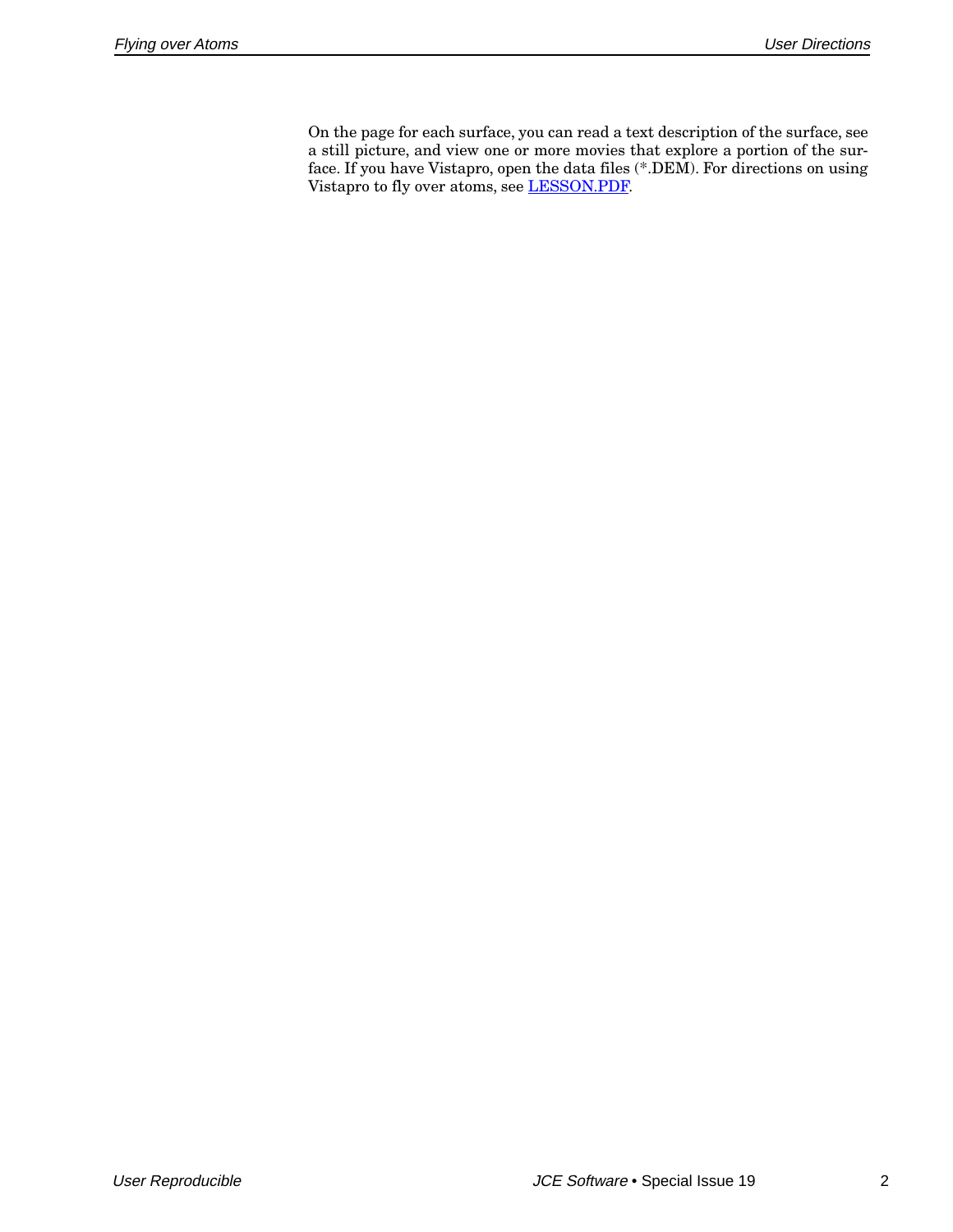On the page for each surface, you can read a text description of the surface, see a still picture, and view one or more movies that explore a portion of the surface. If you have Vistapro, open the data files (*.DEM). For directions on using Vistapro to fly over atoms, see LESSON.PDF.